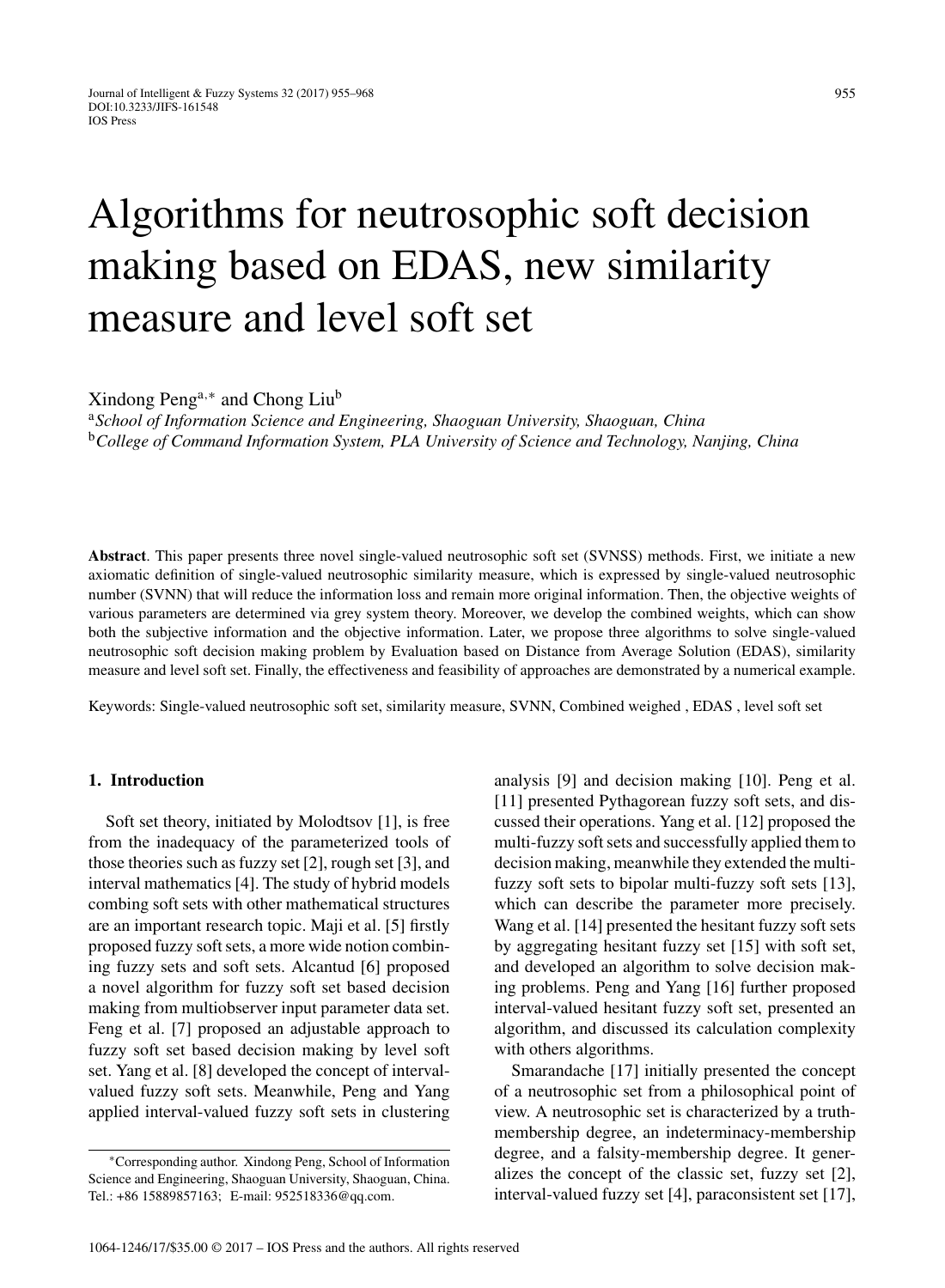# Algorithms for neutrosophic soft decision making based on EDAS, new similarity measure and level soft set

Xindong Peng[a,*] and Chong Liu[b]

[a] *School of Information Science and Engineering, Shaoguan University, Shaoguan, China*

[b] *College of Command Information System, PLA University of Science and Technology, Nanjing, China*

**Abstract**. This paper presents three novel single-valued neutrosophic soft set (SVNSS) methods. First, we initiate a new axiomatic definition of single-valued neutrosophic similarity measure, which is expressed by single-valued neutrosophic number (SVNN) that will reduce the information loss and remain more original information. Then, the objective weights of various parameters are determined via grey system theory. Moreover, we develop the combined weights, which can show both the subjective information and the objective information. Later, we propose three algorithms to solve single-valued neutrosophic soft decision making problem by Evaluation based on Distance from Average Solution (EDAS), similarity measure and level soft set. Finally, the effectiveness and feasibility of approaches are demonstrated by a numerical example.

Keywords: Single-valued neutrosophic soft set, similarity measure, SVNN, Combined weighed , EDAS , level soft set

## 1. Introduction

Soft set theory, initiated by Molodtsov [1], is free from the inadequacy of the parameterized tools of those theories such as fuzzy set [2], rough set [3], and interval mathematics [4]. The study of hybrid models combing soft sets with other mathematical structures are an important research topic. Maji et al. [5] firstly proposed fuzzy soft sets, a more wide notion combining fuzzy sets and soft sets. Alcantud [6] proposed a novel algorithm for fuzzy soft set based decision making from multiobserver input parameter data set. Feng et al. [7] proposed an adjustable approach to fuzzy soft set based decision making by level soft set. Yang et al. [8] developed the concept of interval-valued fuzzy soft sets. Meanwhile, Peng and Yang applied interval-valued fuzzy soft sets in clustering analysis [9] and decision making [10]. Peng et al. [11] presented Pythagorean fuzzy soft sets, and discussed their operations. Yang et al. [12] proposed the multi-fuzzy soft sets and successfully applied them to decision making, meanwhile they extended the multi-fuzzy soft sets to bipolar multi-fuzzy soft sets [13], which can describe the parameter more precisely. Wang et al. [14] presented the hesitant fuzzy soft sets by aggregating hesitant fuzzy set [15] with soft set, and developed an algorithm to solve decision making problems. Peng and Yang [16] further proposed interval-valued hesitant fuzzy soft set, presented an algorithm, and discussed its calculation complexity with others algorithms.

Smarandache [17] initially presented the concept of a neutrosophic set from a philosophical point of view. A neutrosophic set is characterized by a truth-membership degree, an indeterminacy-membership degree, and a falsity-membership degree. It generalizes the concept of the classic set, fuzzy set [2], interval-valued fuzzy set [4], paraconsistent set [17],

*Corresponding author. Xindong Peng, School of Information Science and Engineering, Shaoguan University, Shaoguan, China. Tel.: +86 15889857163; E-mail: 952518336@qq.com.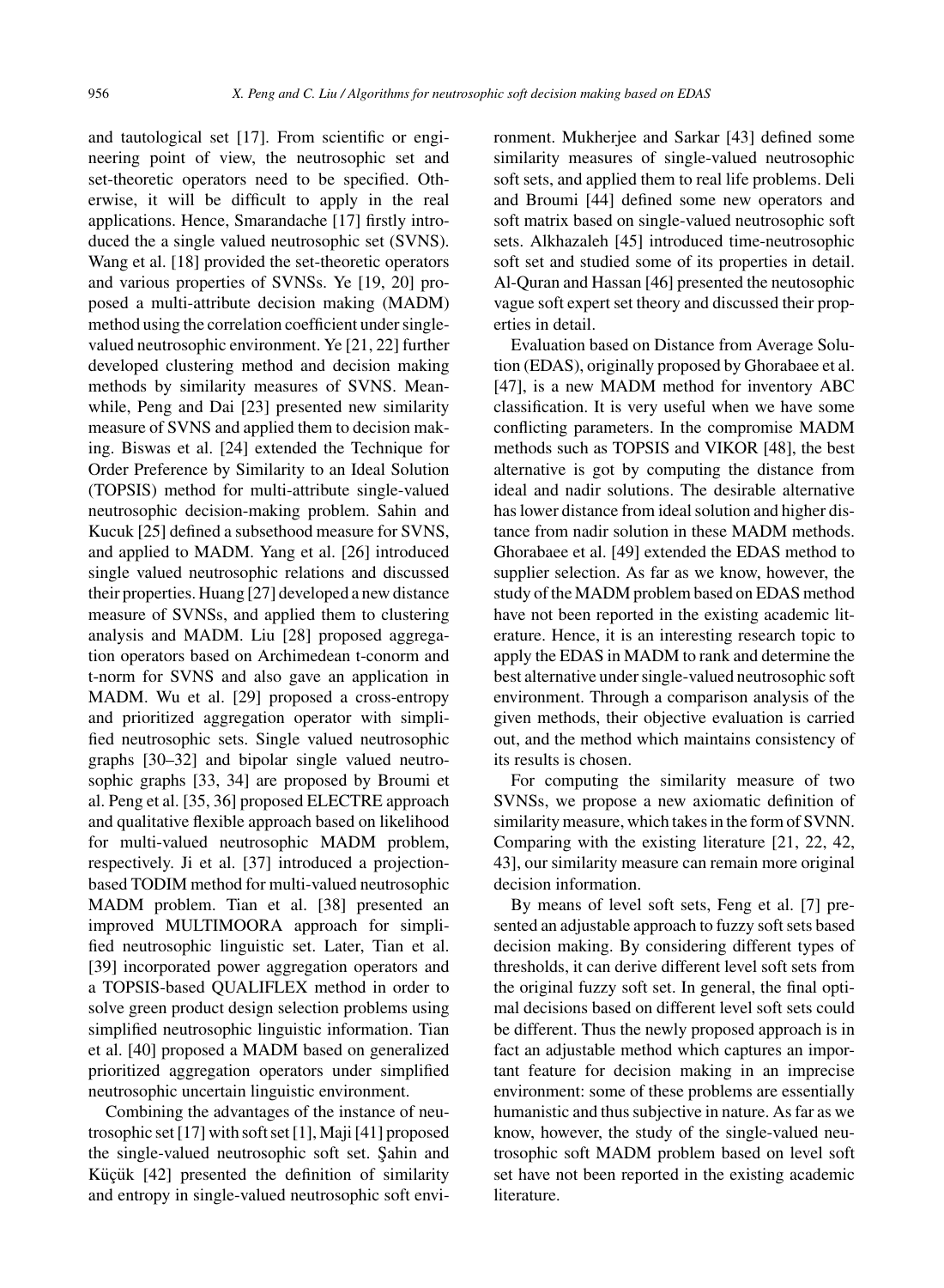and tautological set [17]. From scientific or engineering point of view, the neutrosophic set and set-theoretic operators need to be specified. Otherwise, it will be difficult to apply in the real applications. Hence, Smarandache [17] firstly introduced the a single valued neutrosophic set (SVNS). Wang et al. [18] provided the set-theoretic operators and various properties of SVNSs. Ye [19, 20] proposed a multi-attribute decision making (MADM) method using the correlation coefficient under single-valued neutrosophic environment. Ye [21, 22] further developed clustering method and decision making methods by similarity measures of SVNS. Meanwhile, Peng and Dai [23] presented new similarity measure of SVNS and applied them to decision making. Biswas et al. [24] extended the Technique for Order Preference by Similarity to an Ideal Solution (TOPSIS) method for multi-attribute single-valued neutrosophic decision-making problem. Sahin and Kucuk [25] defined a subsethood measure for SVNS, and applied to MADM. Yang et al. [26] introduced single valued neutrosophic relations and discussed their properties. Huang [27] developed a new distance measure of SVNSs, and applied them to clustering analysis and MADM. Liu [28] proposed aggregation operators based on Archimedean t-conorm and t-norm for SVNS and also gave an application in MADM. Wu et al. [29] proposed a cross-entropy and prioritized aggregation operator with simplified neutrosophic sets. Single valued neutrosophic graphs [30–32] and bipolar single valued neutrosophic graphs [33, 34] are proposed by Broumi et al. Peng et al. [35, 36] proposed ELECTRE approach and qualitative flexible approach based on likelihood for multi-valued neutrosophic MADM problem, respectively. Ji et al. [37] introduced a projection-based TODIM method for multi-valued neutrosophic MADM problem. Tian et al. [38] presented an improved MULTIMOORA approach for simplified neutrosophic linguistic set. Later, Tian et al. [39] incorporated power aggregation operators and a TOPSIS-based QUALIFLEX method in order to solve green product design selection problems using simplified neutrosophic linguistic information. Tian et al. [40] proposed a MADM based on generalized prioritized aggregation operators under simplified neutrosophic uncertain linguistic environment.

Combining the advantages of the instance of neutrosophic set [17] with soft set [1], Maji [41] proposed the single-valued neutrosophic soft set. Şahin and Küçük [42] presented the definition of similarity and entropy in single-valued neutrosophic soft environment. Mukherjee and Sarkar [43] defined some similarity measures of single-valued neutrosophic soft sets, and applied them to real life problems. Deli and Broumi [44] defined some new operators and soft matrix based on single-valued neutrosophic soft sets. Alkhazaleh [45] introduced time-neutrosophic soft set and studied some of its properties in detail. Al-Quran and Hassan [46] presented the neutosophic vague soft expert set theory and discussed their properties in detail.

Evaluation based on Distance from Average Solution (EDAS), originally proposed by Ghorabaee et al. [47], is a new MADM method for inventory ABC classification. It is very useful when we have some conflicting parameters. In the compromise MADM methods such as TOPSIS and VIKOR [48], the best alternative is got by computing the distance from ideal and nadir solutions. The desirable alternative has lower distance from ideal solution and higher distance from nadir solution in these MADM methods. Ghorabaee et al. [49] extended the EDAS method to supplier selection. As far as we know, however, the study of the MADM problem based on EDAS method have not been reported in the existing academic literature. Hence, it is an interesting research topic to apply the EDAS in MADM to rank and determine the best alternative under single-valued neutrosophic soft environment. Through a comparison analysis of the given methods, their objective evaluation is carried out, and the method which maintains consistency of its results is chosen.

For computing the similarity measure of two SVNSs, we propose a new axiomatic definition of similarity measure, which takes in the form of SVNN. Comparing with the existing literature [21, 22, 42, 43], our similarity measure can remain more original decision information.

By means of level soft sets, Feng et al. [7] presented an adjustable approach to fuzzy soft sets based decision making. By considering different types of thresholds, it can derive different level soft sets from the original fuzzy soft set. In general, the final optimal decisions based on different level soft sets could be different. Thus the newly proposed approach is in fact an adjustable method which captures an important feature for decision making in an imprecise environment: some of these problems are essentially humanistic and thus subjective in nature. As far as we know, however, the study of the single-valued neutrosophic soft MADM problem based on level soft set have not been reported in the existing academic literature.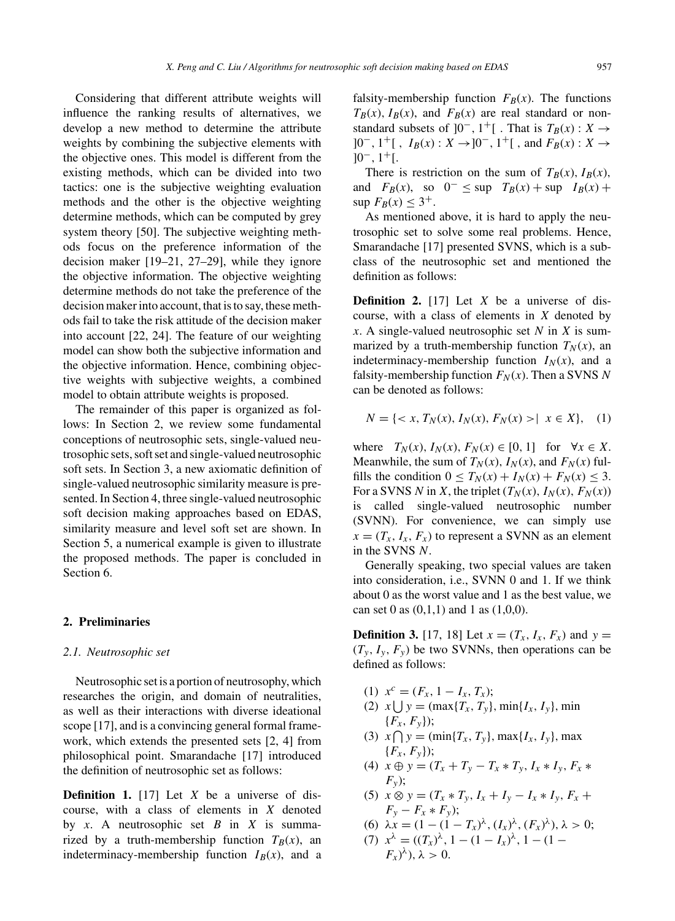Considering that different attribute weights will influence the ranking results of alternatives, we develop a new method to determine the attribute weights by combining the subjective elements with the objective ones. This model is different from the existing methods, which can be divided into two tactics: one is the subjective weighting evaluation methods and the other is the objective weighting determine methods, which can be computed by grey system theory [50]. The subjective weighting methods focus on the preference information of the decision maker [19–21, 27–29], while they ignore the objective information. The objective weighting determine methods do not take the preference of the decision maker into account, that is to say, these methods fail to take the risk attitude of the decision maker into account [22, 24]. The feature of our weighting model can show both the subjective information and the objective information. Hence, combining objective weights with subjective weights, a combined model to obtain attribute weights is proposed.

The remainder of this paper is organized as follows: In Section 2, we review some fundamental conceptions of neutrosophic sets, single-valued neutrosophic sets, soft set and single-valued neutrosophic soft sets. In Section 3, a new axiomatic definition of single-valued neutrosophic similarity measure is presented. In Section 4, three single-valued neutrosophic soft decision making approaches based on EDAS, similarity measure and level soft set are shown. In Section 5, a numerical example is given to illustrate the proposed methods. The paper is concluded in Section 6.

## 2. Preliminaries

### 2.1. Neutrosophic set

Neutrosophic set is a portion of neutrosophy, which researches the origin, and domain of neutralities, as well as their interactions with diverse ideational scope [17], and is a convincing general formal framework, which extends the presented sets [2, 4] from philosophical point. Smarandache [17] introduced the definition of neutrosophic set as follows:

**Definition 1.** [17] Let $X$ be a universe of discourse, with a class of elements in $X$ denoted by $x$. A neutrosophic set $B$ in $X$ is summarized by a truth-membership function $T_B(x)$, an indeterminacy-membership function $I_B(x)$, and a falsity-membership function $F_B(x)$. The functions $T_B(x)$, $I_B(x)$, and $F_B(x)$ are real standard or nonstandard subsets of $]0^-, 1^+[$ . That is $T_B(x) : X \to ]0^-, 1^+[$ , $I_B(x) : X \to ]0^-, 1^+[$ , and $F_B(x) : X \to ]0^-, 1^+[$.

There is restriction on the sum of $T_B(x)$, $I_B(x)$, and $F_B(x)$, so $0^- \leq \sup\ T_B(x) + \sup\ I_B(x) + \sup F_B(x) \leq 3^+$.

As mentioned above, it is hard to apply the neutrosophic set to solve some real problems. Hence, Smarandache [17] presented SVNS, which is a subclass of the neutrosophic set and mentioned the definition as follows:

**Definition 2.** [17] Let $X$ be a universe of discourse, with a class of elements in $X$ denoted by $x$. A single-valued neutrosophic set $N$ in $X$ is summarized by a truth-membership function $T_N(x)$, an indeterminacy-membership function $I_N(x)$, and a falsity-membership function $F_N(x)$. Then a SVNS $N$ can be denoted as follows:

$$N = \{< x, T_N(x), I_N(x), F_N(x) > |\ x \in X\}, \quad (1)$$

where $T_N(x), I_N(x), F_N(x) \in [0, 1]$ for $\forall x \in X$. Meanwhile, the sum of $T_N(x)$, $I_N(x)$, and $F_N(x)$ fulfills the condition $0 \leq T_N(x) + I_N(x) + F_N(x) \leq 3$. For a SVNS $N$ in $X$, the triplet $(T_N(x), I_N(x), F_N(x))$ is called single-valued neutrosophic number (SVNN). For convenience, we can simply use $x = (T_x, I_x, F_x)$ to represent a SVNN as an element in the SVNS $N$.

Generally speaking, two special values are taken into consideration, i.e., SVNN 0 and 1. If we think about 0 as the worst value and 1 as the best value, we can set 0 as (0,1,1) and 1 as (1,0,0).

**Definition 3.** [17, 18] Let $x = (T_x, I_x, F_x)$ and $y = (T_y, I_y, F_y)$ be two SVNNs, then operations can be defined as follows:

1. $x^c = (F_x, 1 - I_x, T_x)$;
2. $x \bigcup y = (\max\{T_x, T_y\}, \min\{I_x, I_y\}, \min\{F_x, F_y\})$;
3. $x \bigcap y = (\min\{T_x, T_y\}, \max\{I_x, I_y\}, \max\{F_x, F_y\})$;
4. $x \oplus y = (T_x + T_y - T_x * T_y, I_x * I_y, F_x * F_y)$;
5. $x \otimes y = (T_x * T_y, I_x + I_y - I_x * I_y, F_x + F_y - F_x * F_y)$;
6. $\lambda x = (1 - (1 - T_x)^\lambda, (I_x)^\lambda, (F_x)^\lambda), \lambda > 0$;
7. $x^\lambda = ((T_x)^\lambda, 1 - (1 - I_x)^\lambda, 1 - (1 - F_x)^\lambda), \lambda > 0$.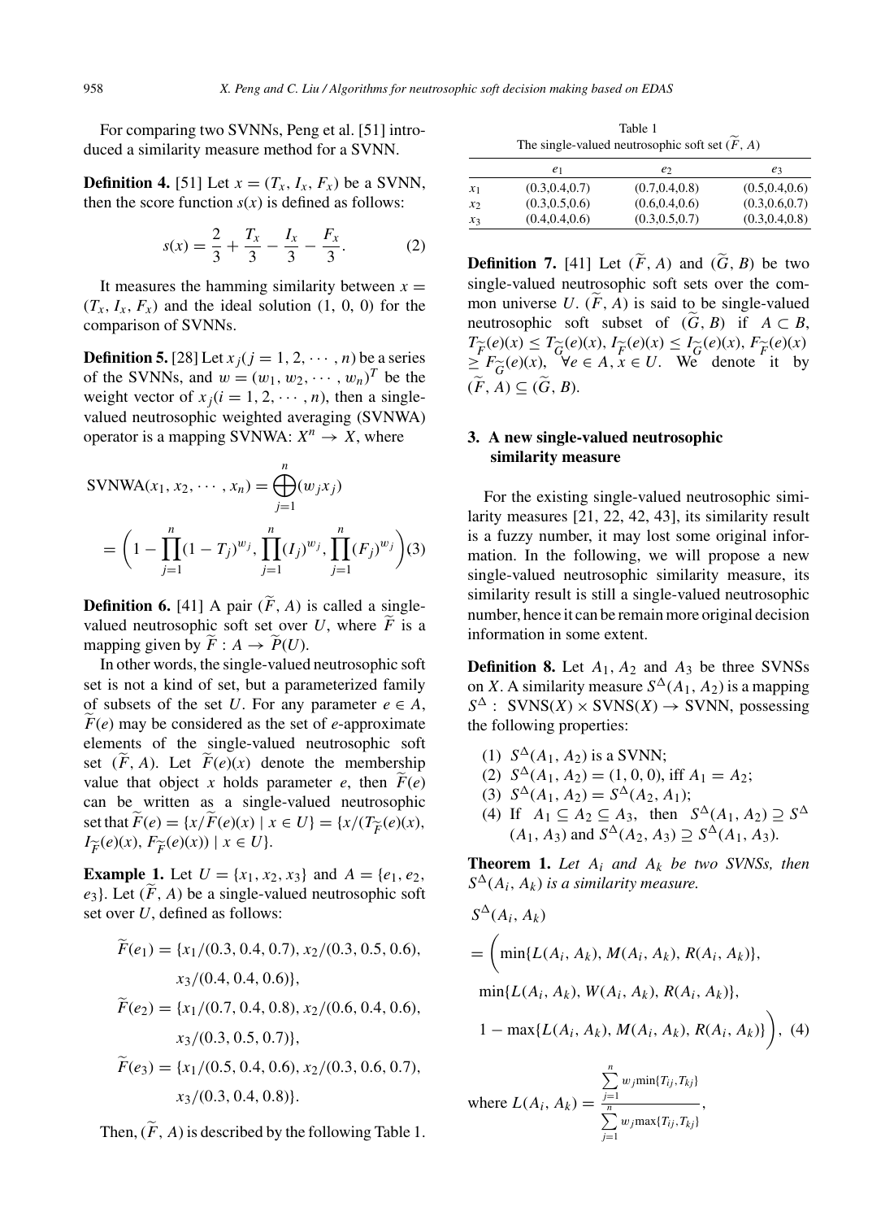For comparing two SVNNs, Peng et al. [51] introduced a similarity measure method for a SVNN.

**Definition 4.** [51] Let $x = (T_x, I_x, F_x)$ be a SVNN, then the score function $s(x)$ is defined as follows:

$$s(x) = \frac{2}{3} + \frac{T_x}{3} - \frac{I_x}{3} - \frac{F_x}{3}. \quad (2)$$

It measures the hamming similarity between $x = (T_x, I_x, F_x)$ and the ideal solution (1, 0, 0) for the comparison of SVNNs.

**Definition 5.** [28] Let $x_j (j = 1, 2, \cdots, n)$ be a series of the SVNNs, and $w = (w_1, w_2, \cdots, w_n)^T$ be the weight vector of $x_j (i = 1, 2, \cdots, n)$, then a single-valued neutrosophic weighted averaging (SVNWA) operator is a mapping SVNWA: $X^n \to X$, where

$$\text{SVNWA}(x_1, x_2, \cdots, x_n) = \bigoplus_{j=1}^{n} (w_j x_j)$$

$$= \left(1 - \prod_{j=1}^{n}(1 - T_j)^{w_j}, \prod_{j=1}^{n}(I_j)^{w_j}, \prod_{j=1}^{n}(F_j)^{w_j}\right) (3)$$

**Definition 6.** [41] A pair $(\widetilde{F}, A)$ is called a single-valued neutrosophic soft set over $U$, where $\widetilde{F}$ is a mapping given by $\widetilde{F} : A \to \widetilde{P}(U)$.

In other words, the single-valued neutrosophic soft set is not a kind of set, but a parameterized family of subsets of the set $U$. For any parameter $e \in A$, $\widetilde{F}(e)$ may be considered as the set of $e$-approximate elements of the single-valued neutrosophic soft set $(\widetilde{F}, A)$. Let $\widetilde{F}(e)(x)$ denote the membership value that object $x$ holds parameter $e$, then $\widetilde{F}(e)$ can be written as a single-valued neutrosophic set that $\widetilde{F}(e) = \{x/\widetilde{F}(e)(x) \mid x \in U\} = \{x/(T_{\widetilde{F}}(e)(x), I_{\widetilde{F}}(e)(x), F_{\widetilde{F}}(e)(x)) \mid x \in U\}$.

**Example 1.** Let $U = \{x_1, x_2, x_3\}$ and $A = \{e_1, e_2, e_3\}$. Let $(\widetilde{F}, A)$ be a single-valued neutrosophic soft set over $U$, defined as follows:

$$\widetilde{F}(e_1) = \{x_1/(0.3, 0.4, 0.7), x_2/(0.3, 0.5, 0.6), x_3/(0.4, 0.4, 0.6)\},$$

$$\widetilde{F}(e_2) = \{x_1/(0.7, 0.4, 0.8), x_2/(0.6, 0.4, 0.6), x_3/(0.3, 0.5, 0.7)\},$$

$$\widetilde{F}(e_3) = \{x_1/(0.5, 0.4, 0.6), x_2/(0.3, 0.6, 0.7), x_3/(0.3, 0.4, 0.8)\}.$$

Then, $(\widetilde{F}, A)$ is described by the following Table 1.

Table 1
The single-valued neutrosophic soft set $(\widetilde{F}, A)$

| | $e_1$ | $e_2$ | $e_3$ |
|---|---|---|---|
| $x_1$ | (0.3,0.4,0.7) | (0.7,0.4,0.8) | (0.5,0.4,0.6) |
| $x_2$ | (0.3,0.5,0.6) | (0.6,0.4,0.6) | (0.3,0.6,0.7) |
| $x_3$ | (0.4,0.4,0.6) | (0.3,0.5,0.7) | (0.3,0.4,0.8) |

**Definition 7.** [41] Let $(\widetilde{F}, A)$ and $(\widetilde{G}, B)$ be two single-valued neutrosophic soft sets over the common universe $U$. $(\widetilde{F}, A)$ is said to be single-valued neutrosophic soft subset of $(\widetilde{G}, B)$ if $A \subset B$, $T_{\widetilde{F}}(e)(x) \leq T_{\widetilde{G}}(e)(x)$, $I_{\widetilde{F}}(e)(x) \leq I_{\widetilde{G}}(e)(x)$, $F_{\widetilde{F}}(e)(x) \geq F_{\widetilde{G}}(e)(x)$, $\forall e \in A, x \in U$. We denote it by $(\widetilde{F}, A) \subseteq (\widetilde{G}, B)$.

## 3. A new single-valued neutrosophic similarity measure

For the existing single-valued neutrosophic similarity measures [21, 22, 42, 43], its similarity result is a fuzzy number, it may lost some original information. In the following, we will propose a new single-valued neutrosophic similarity measure, its similarity result is still a single-valued neutrosophic number, hence it can be remain more original decision information in some extent.

**Definition 8.** Let $A_1$, $A_2$ and $A_3$ be three SVNSs on $X$. A similarity measure $S^{\Delta}(A_1, A_2)$ is a mapping $S^{\Delta}$ : SVNS$(X) \times$ SVNS$(X) \to$ SVNN, possessing the following properties:

1. $S^{\Delta}(A_1, A_2)$ is a SVNN;
2. $S^{\Delta}(A_1, A_2) = (1, 0, 0)$, iff $A_1 = A_2$;
3. $S^{\Delta}(A_1, A_2) = S^{\Delta}(A_2, A_1)$;
4. If $A_1 \subseteq A_2 \subseteq A_3$, then $S^{\Delta}(A_1, A_2) \supseteq S^{\Delta}(A_1, A_3)$ and $S^{\Delta}(A_2, A_3) \supseteq S^{\Delta}(A_1, A_3)$.

**Theorem 1.** *Let $A_i$ and $A_k$ be two SVNSs, then $S^{\Delta}(A_i, A_k)$ is a similarity measure.*

$$S^{\Delta}(A_i, A_k)$$

$$= \Big(\min\{L(A_i, A_k), M(A_i, A_k), R(A_i, A_k)\},$$

$$\min\{L(A_i, A_k), W(A_i, A_k), R(A_i, A_k)\},$$

$$1 - \max\{L(A_i, A_k), M(A_i, A_k), R(A_i, A_k)\}\Big), \quad (4)$$

where $L(A_i, A_k) = \dfrac{\sum_{j=1}^{n} w_j \min\{T_{ij}, T_{kj}\}}{\sum_{j=1}^{n} w_j \max\{T_{ij}, T_{kj}\}}$,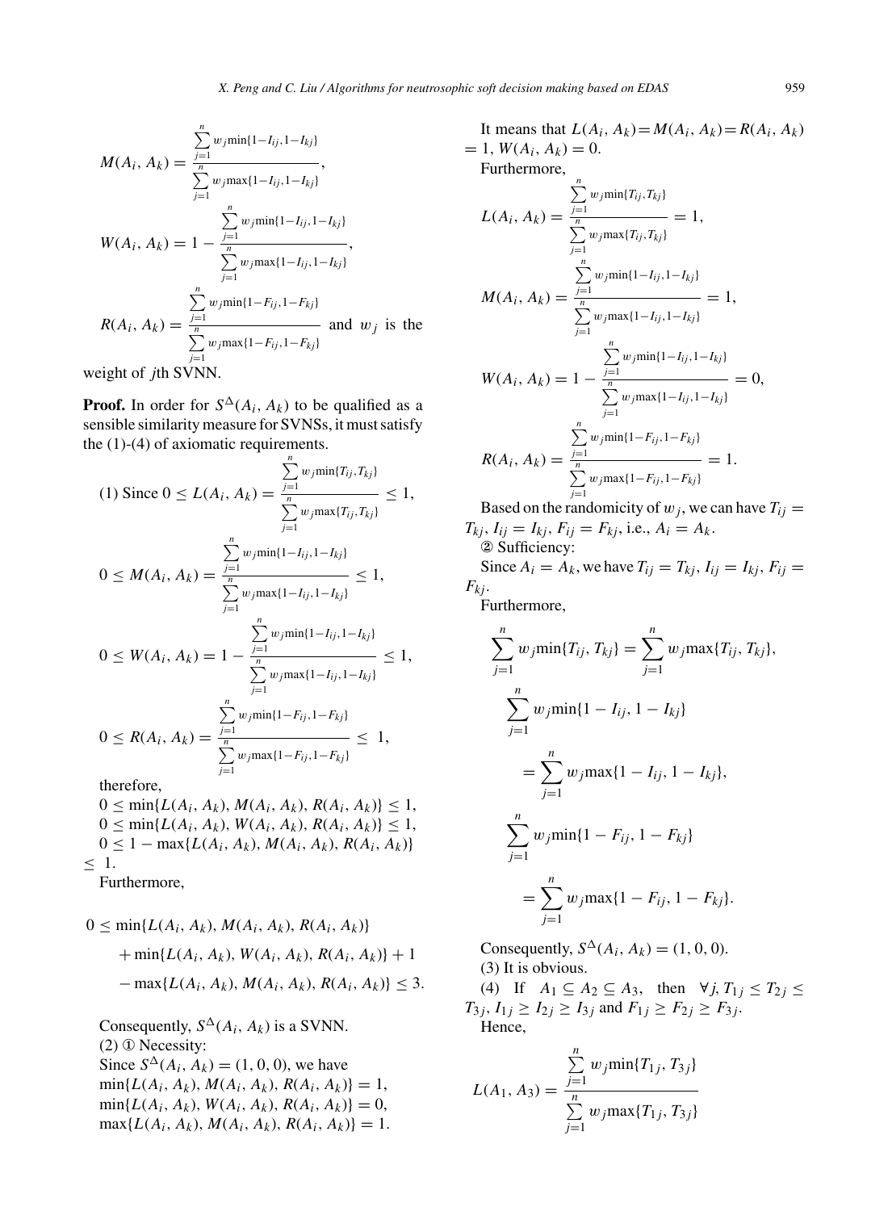$$M(A_i, A_k) = \frac{\sum_{j=1}^{n} w_j \min\{1-I_{ij}, 1-I_{kj}\}}{\sum_{j=1}^{n} w_j \max\{1-I_{ij}, 1-I_{kj}\}},$$

$$W(A_i, A_k) = 1 - \frac{\sum_{j=1}^{n} w_j \min\{1-I_{ij}, 1-I_{kj}\}}{\sum_{j=1}^{n} w_j \max\{1-I_{ij}, 1-I_{kj}\}},$$

$$R(A_i, A_k) = \frac{\sum_{j=1}^{n} w_j \min\{1-F_{ij}, 1-F_{kj}\}}{\sum_{j=1}^{n} w_j \max\{1-F_{ij}, 1-F_{kj}\}}$$ and $w_j$ is the weight of $j$th SVNN.

**Proof.** In order for $S^{\Delta}(A_i, A_k)$ to be qualified as a sensible similarity measure for SVNSs, it must satisfy the (1)-(4) of axiomatic requirements.

(1) Since $0 \leq L(A_i, A_k) = \frac{\sum_{j=1}^{n} w_j \min\{T_{ij}, T_{kj}\}}{\sum_{j=1}^{n} w_j \max\{T_{ij}, T_{kj}\}} \leq 1$,

$$0 \leq M(A_i, A_k) = \frac{\sum_{j=1}^{n} w_j \min\{1-I_{ij}, 1-I_{kj}\}}{\sum_{j=1}^{n} w_j \max\{1-I_{ij}, 1-I_{kj}\}} \leq 1,$$

$$0 \leq W(A_i, A_k) = 1 - \frac{\sum_{j=1}^{n} w_j \min\{1-I_{ij}, 1-I_{kj}\}}{\sum_{j=1}^{n} w_j \max\{1-I_{ij}, 1-I_{kj}\}} \leq 1,$$

$$0 \leq R(A_i, A_k) = \frac{\sum_{j=1}^{n} w_j \min\{1-F_{ij}, 1-F_{kj}\}}{\sum_{j=1}^{n} w_j \max\{1-F_{ij}, 1-F_{kj}\}} \leq 1,$$

therefore,

$0 \leq \min\{L(A_i, A_k), M(A_i, A_k), R(A_i, A_k)\} \leq 1$,
$0 \leq \min\{L(A_i, A_k), W(A_i, A_k), R(A_i, A_k)\} \leq 1$,
$0 \leq 1 - \max\{L(A_i, A_k), M(A_i, A_k), R(A_i, A_k)\} \leq 1$.

Furthermore,

$$\begin{aligned} 0 \leq &\min\{L(A_i, A_k), M(A_i, A_k), R(A_i, A_k)\} \\ &+ \min\{L(A_i, A_k), W(A_i, A_k), R(A_i, A_k)\} + 1 \\ &- \max\{L(A_i, A_k), M(A_i, A_k), R(A_i, A_k)\} \leq 3. \end{aligned}$$

Consequently, $S^{\Delta}(A_i, A_k)$ is a SVNN.

(2) ① Necessity:

Since $S^{\Delta}(A_i, A_k) = (1, 0, 0)$, we have
$\min\{L(A_i, A_k), M(A_i, A_k), R(A_i, A_k)\} = 1$,
$\min\{L(A_i, A_k), W(A_i, A_k), R(A_i, A_k)\} = 0$,
$\max\{L(A_i, A_k), M(A_i, A_k), R(A_i, A_k)\} = 1$.

It means that $L(A_i, A_k) = M(A_i, A_k) = R(A_i, A_k) = 1$, $W(A_i, A_k) = 0$.

Furthermore,

$$L(A_i, A_k) = \frac{\sum_{j=1}^{n} w_j \min\{T_{ij}, T_{kj}\}}{\sum_{j=1}^{n} w_j \max\{T_{ij}, T_{kj}\}} = 1,$$

$$M(A_i, A_k) = \frac{\sum_{j=1}^{n} w_j \min\{1-I_{ij}, 1-I_{kj}\}}{\sum_{j=1}^{n} w_j \max\{1-I_{ij}, 1-I_{kj}\}} = 1,$$

$$W(A_i, A_k) = 1 - \frac{\sum_{j=1}^{n} w_j \min\{1-I_{ij}, 1-I_{kj}\}}{\sum_{j=1}^{n} w_j \max\{1-I_{ij}, 1-I_{kj}\}} = 0,$$

$$R(A_i, A_k) = \frac{\sum_{j=1}^{n} w_j \min\{1-F_{ij}, 1-F_{kj}\}}{\sum_{j=1}^{n} w_j \max\{1-F_{ij}, 1-F_{kj}\}} = 1.$$

Based on the randomicity of $w_j$, we can have $T_{ij} = T_{kj}$, $I_{ij} = I_{kj}$, $F_{ij} = F_{kj}$, i.e., $A_i = A_k$.

② Sufficiency:

Since $A_i = A_k$, we have $T_{ij} = T_{kj}$, $I_{ij} = I_{kj}$, $F_{ij} = F_{kj}$.

Furthermore,

$$\sum_{j=1}^{n} w_j \min\{T_{ij}, T_{kj}\} = \sum_{j=1}^{n} w_j \max\{T_{ij}, T_{kj}\},$$

$$\sum_{j=1}^{n} w_j \min\{1 - I_{ij}, 1 - I_{kj}\} = \sum_{j=1}^{n} w_j \max\{1 - I_{ij}, 1 - I_{kj}\},$$

$$\sum_{j=1}^{n} w_j \min\{1 - F_{ij}, 1 - F_{kj}\} = \sum_{j=1}^{n} w_j \max\{1 - F_{ij}, 1 - F_{kj}\}.$$

Consequently, $S^{\Delta}(A_i, A_k) = (1, 0, 0)$.

(3) It is obvious.

(4) If $A_1 \subseteq A_2 \subseteq A_3$, then $\forall j, T_{1j} \leq T_{2j} \leq T_{3j}$, $I_{1j} \geq I_{2j} \geq I_{3j}$ and $F_{1j} \geq F_{2j} \geq F_{3j}$.

Hence,

$$L(A_1, A_3) = \frac{\sum_{j=1}^{n} w_j \min\{T_{1j}, T_{3j}\}}{\sum_{j=1}^{n} w_j \max\{T_{1j}, T_{3j}\}}$$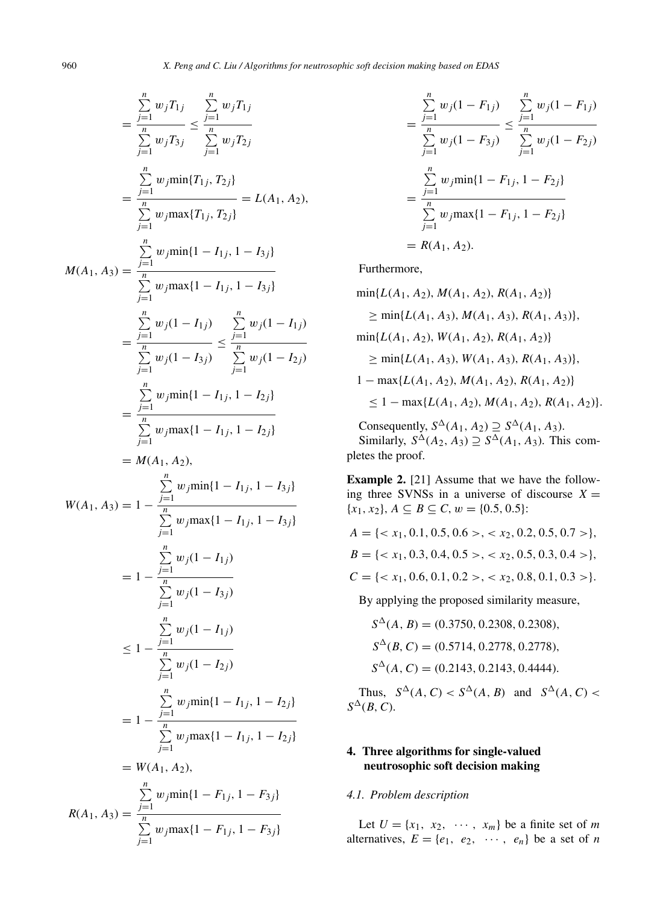$$= \frac{\sum_{j=1}^{n} w_j T_{1j}}{\sum_{j=1}^{n} w_j T_{3j}} \leq \frac{\sum_{j=1}^{n} w_j T_{1j}}{\sum_{j=1}^{n} w_j T_{2j}}$$

$$= \frac{\sum_{j=1}^{n} w_j \min\{T_{1j}, T_{2j}\}}{\sum_{j=1}^{n} w_j \max\{T_{1j}, T_{2j}\}} = L(A_1, A_2),$$

$$M(A_1, A_3) = \frac{\sum_{j=1}^{n} w_j \min\{1 - I_{1j}, 1 - I_{3j}\}}{\sum_{j=1}^{n} w_j \max\{1 - I_{1j}, 1 - I_{3j}\}}$$

$$= \frac{\sum_{j=1}^{n} w_j (1 - I_{1j})}{\sum_{j=1}^{n} w_j (1 - I_{3j})} \leq \frac{\sum_{j=1}^{n} w_j (1 - I_{1j})}{\sum_{j=1}^{n} w_j (1 - I_{2j})}$$

$$= \frac{\sum_{j=1}^{n} w_j \min\{1 - I_{1j}, 1 - I_{2j}\}}{\sum_{j=1}^{n} w_j \max\{1 - I_{1j}, 1 - I_{2j}\}}$$

$$= M(A_1, A_2),$$

$$W(A_1, A_3) = 1 - \frac{\sum_{j=1}^{n} w_j \min\{1 - I_{1j}, 1 - I_{3j}\}}{\sum_{j=1}^{n} w_j \max\{1 - I_{1j}, 1 - I_{3j}\}}$$

$$= 1 - \frac{\sum_{j=1}^{n} w_j (1 - I_{1j})}{\sum_{j=1}^{n} w_j (1 - I_{3j})}$$

$$\leq 1 - \frac{\sum_{j=1}^{n} w_j (1 - I_{1j})}{\sum_{j=1}^{n} w_j (1 - I_{2j})}$$

$$= 1 - \frac{\sum_{j=1}^{n} w_j \min\{1 - I_{1j}, 1 - I_{2j}\}}{\sum_{j=1}^{n} w_j \max\{1 - I_{1j}, 1 - I_{2j}\}}$$

$$= W(A_1, A_2),$$

$$R(A_1, A_3) = \frac{\sum_{j=1}^{n} w_j \min\{1 - F_{1j}, 1 - F_{3j}\}}{\sum_{j=1}^{n} w_j \max\{1 - F_{1j}, 1 - F_{3j}\}}$$

$$= \frac{\sum_{j=1}^{n} w_j (1 - F_{1j})}{\sum_{j=1}^{n} w_j (1 - F_{3j})} \leq \frac{\sum_{j=1}^{n} w_j (1 - F_{1j})}{\sum_{j=1}^{n} w_j (1 - F_{2j})}$$

$$= \frac{\sum_{j=1}^{n} w_j \min\{1 - F_{1j}, 1 - F_{2j}\}}{\sum_{j=1}^{n} w_j \max\{1 - F_{1j}, 1 - F_{2j}\}}$$

$$= R(A_1, A_2).$$

Furthermore,

$$\min\{L(A_1, A_2), M(A_1, A_2), R(A_1, A_2)\}$$
$$\geq \min\{L(A_1, A_3), M(A_1, A_3), R(A_1, A_3)\},$$
$$\min\{L(A_1, A_2), W(A_1, A_2), R(A_1, A_2)\}$$
$$\geq \min\{L(A_1, A_3), W(A_1, A_3), R(A_1, A_3)\},$$
$$1 - \max\{L(A_1, A_2), M(A_1, A_2), R(A_1, A_2)\}$$
$$\leq 1 - \max\{L(A_1, A_2), M(A_1, A_2), R(A_1, A_2)\}.$$

Consequently, $S^{\Delta}(A_1, A_2) \supseteq S^{\Delta}(A_1, A_3)$.

Similarly, $S^{\Delta}(A_2, A_3) \supseteq S^{\Delta}(A_1, A_3)$. This completes the proof.

**Example 2.** [21] Assume that we have the following three SVNSs in a universe of discourse $X = \{x_1, x_2\}$, $A \subseteq B \subseteq C$, $w = \{0.5, 0.5\}$:

$$A = \{< x_1, 0.1, 0.5, 0.6 >, < x_2, 0.2, 0.5, 0.7 >\},$$
$$B = \{< x_1, 0.3, 0.4, 0.5 >, < x_2, 0.5, 0.3, 0.4 >\},$$
$$C = \{< x_1, 0.6, 0.1, 0.2 >, < x_2, 0.8, 0.1, 0.3 >\}.$$

By applying the proposed similarity measure,

$$S^{\Delta}(A, B) = (0.3750, 0.2308, 0.2308),$$
$$S^{\Delta}(B, C) = (0.5714, 0.2778, 0.2778),$$
$$S^{\Delta}(A, C) = (0.2143, 0.2143, 0.4444).$$

Thus, $S^{\Delta}(A, C) < S^{\Delta}(A, B)$ and $S^{\Delta}(A, C) < S^{\Delta}(B, C)$.

## 4. Three algorithms for single-valued neutrosophic soft decision making

### 4.1. Problem description

Let $U = \{x_1, x_2, \cdots, x_m\}$ be a finite set of $m$ alternatives, $E = \{e_1, e_2, \cdots, e_n\}$ be a set of $n$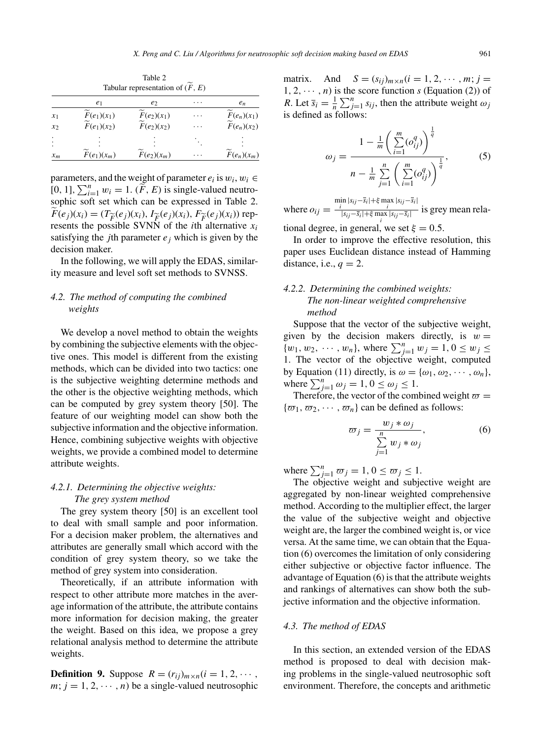Table 2
Tabular representation of $(\widetilde{F}, E)$

| | $e_1$ | $e_2$ | $\cdots$ | $e_n$ |
|---|---|---|---|---|
| $x_1$ | $\widetilde{F}(e_1)(x_1)$ | $\widetilde{F}(e_2)(x_1)$ | $\cdots$ | $\widetilde{F}(e_n)(x_1)$ |
| $x_2$ | $\widetilde{F}(e_1)(x_2)$ | $\widetilde{F}(e_2)(x_2)$ | $\cdots$ | $\widetilde{F}(e_n)(x_2)$ |
| $\vdots$ | $\vdots$ | $\vdots$ | $\ddots$ | $\vdots$ |
| $x_m$ | $\widetilde{F}(e_1)(x_m)$ | $\widetilde{F}(e_2)(x_m)$ | $\cdots$ | $\widetilde{F}(e_n)(x_m)$ |

parameters, and the weight of parameter $e_i$ is $w_i$, $w_i \in [0, 1]$, $\sum_{i=1}^{n} w_i = 1$. $(\widetilde{F}, E)$ is single-valued neutrosophic soft set which can be expressed in Table 2. $\widetilde{F}(e_j)(x_i) = (T_{\widetilde{F}}(e_j)(x_i), I_{\widetilde{F}}(e_j)(x_i), F_{\widetilde{F}}(e_j)(x_i))$ represents the possible SVNN of the $i$th alternative $x_i$ satisfying the $j$th parameter $e_j$ which is given by the decision maker.

In the following, we will apply the EDAS, similarity measure and level soft set methods to SVNSS.

### 4.2. The method of computing the combined weights

We develop a novel method to obtain the weights by combining the subjective elements with the objective ones. This model is different from the existing methods, which can be divided into two tactics: one is the subjective weighting determine methods and the other is the objective weighting methods, which can be computed by grey system theory [50]. The feature of our weighting model can show both the subjective information and the objective information. Hence, combining subjective weights with objective weights, we provide a combined model to determine attribute weights.

#### 4.2.1. Determining the objective weights: The grey system method

The grey system theory [50] is an excellent tool to deal with small sample and poor information. For a decision maker problem, the alternatives and attributes are generally small which accord with the condition of grey system theory, so we take the method of grey system into consideration.

Theoretically, if an attribute information with respect to other attribute more matches in the average information of the attribute, the attribute contains more information for decision making, the greater the weight. Based on this idea, we propose a grey relational analysis method to determine the attribute weights.

**Definition 9.** Suppose $R = (r_{ij})_{m\times n}(i = 1, 2, \cdots, m; j = 1, 2, \cdots, n)$ be a single-valued neutrosophic matrix. And $S = (s_{ij})_{m\times n}(i = 1, 2, \cdots, m; j = 1, 2, \cdots, n)$ is the score function $s$ (Equation (2)) of $R$. Let $\bar{s}_i = \frac{1}{n}\sum_{j=1}^{n} s_{ij}$, then the attribute weight $\omega_j$ is defined as follows:

$$\omega_j = \frac{1 - \frac{1}{m}\left(\sum_{i=1}^{m}(o_{ij}^{q})\right)^{\frac{1}{q}}}{n - \frac{1}{m}\sum_{j=1}^{n}\left(\sum_{i=1}^{m}(o_{ij}^{q})\right)^{\frac{1}{q}}}, \quad (5)$$

where $o_{ij} = \frac{\min_i |s_{ij}-\bar{s}_i| + \xi \max_i |s_{ij}-\bar{s}_i|}{|s_{ij}-\bar{s}_i| + \xi \max_i |s_{ij}-\bar{s}_i|}$ is grey mean relational degree, in general, we set $\xi = 0.5$.

In order to improve the effective resolution, this paper uses Euclidean distance instead of Hamming distance, i.e., $q = 2$.

#### 4.2.2. Determining the combined weights: The non-linear weighted comprehensive method

Suppose that the vector of the subjective weight, given by the decision makers directly, is $w = \{w_1, w_2, \cdots, w_n\}$, where $\sum_{j=1}^{n} w_j = 1, 0 \leq w_j \leq 1$. The vector of the objective weight, computed by Equation (11) directly, is $\omega = \{\omega_1, \omega_2, \cdots, \omega_n\}$, where $\sum_{j=1}^{n} \omega_j = 1, 0 \leq \omega_j \leq 1$.

Therefore, the vector of the combined weight $\varpi = \{\varpi_1, \varpi_2, \cdots, \varpi_n\}$ can be defined as follows:

$$\varpi_j = \frac{w_j * \omega_j}{\sum_{j=1}^{n} w_j * \omega_j}, \quad (6)$$

where $\sum_{j=1}^{n} \varpi_j = 1, 0 \leq \varpi_j \leq 1$.

The objective weight and subjective weight are aggregated by non-linear weighted comprehensive method. According to the multiplier effect, the larger the value of the subjective weight and objective weight are, the larger the combined weight is, or vice versa. At the same time, we can obtain that the Equation (6) overcomes the limitation of only considering either subjective or objective factor influence. The advantage of Equation (6) is that the attribute weights and rankings of alternatives can show both the subjective information and the objective information.

### 4.3. The method of EDAS

In this section, an extended version of the EDAS method is proposed to deal with decision making problems in the single-valued neutrosophic soft environment. Therefore, the concepts and arithmetic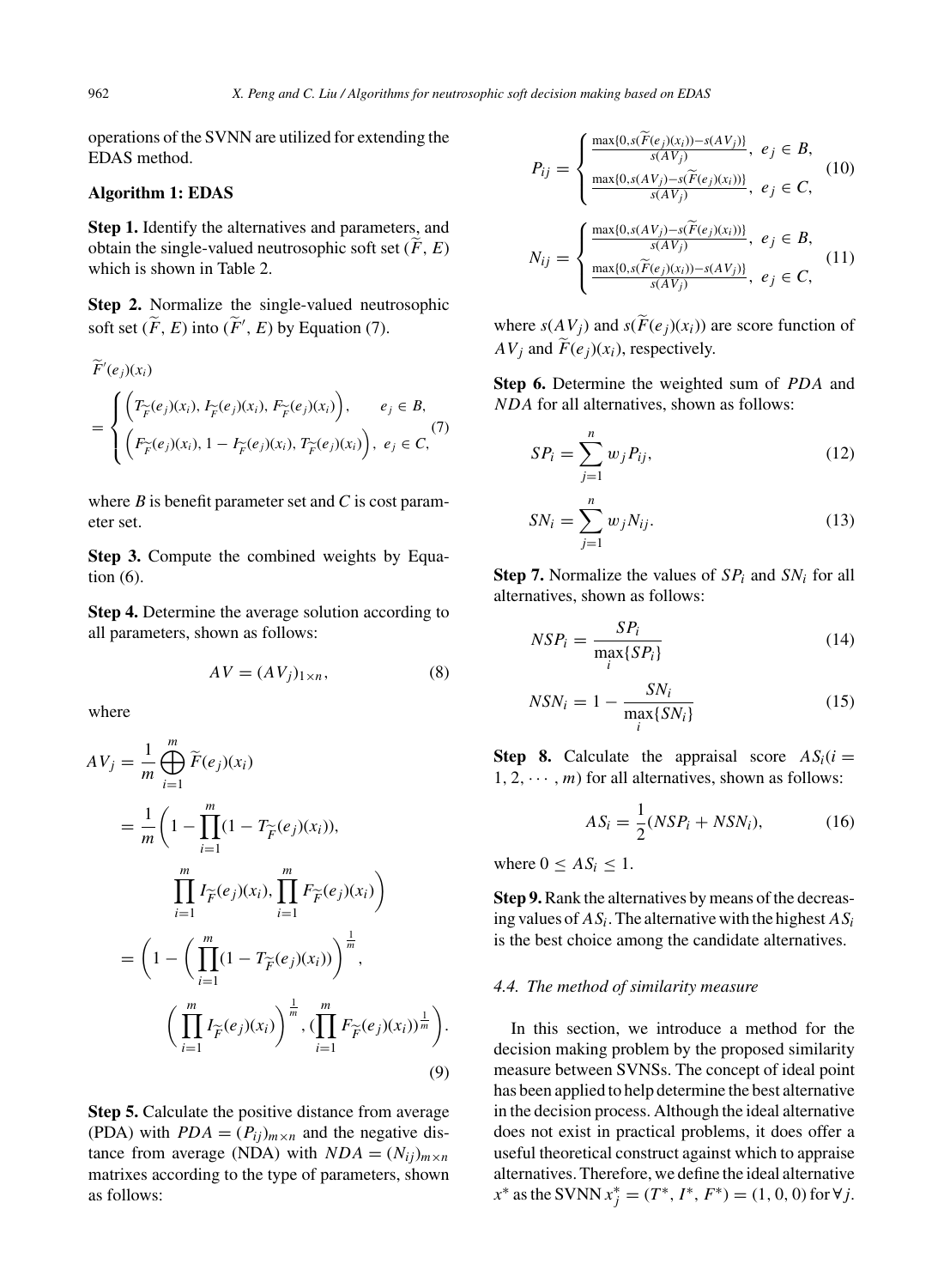operations of the SVNN are utilized for extending the EDAS method.

**Algorithm 1: EDAS**

**Step 1.** Identify the alternatives and parameters, and obtain the single-valued neutrosophic soft set $(\widetilde{F}, E)$ which is shown in Table 2.

**Step 2.** Normalize the single-valued neutrosophic soft set $(\widetilde{F}, E)$ into $(\widetilde{F}', E)$ by Equation (7).

$$\widetilde{F}'(e_j)(x_i) = \begin{cases} \left(T_{\widetilde{F}}(e_j)(x_i), I_{\widetilde{F}}(e_j)(x_i), F_{\widetilde{F}}(e_j)(x_i)\right), & e_j \in B, \\ \left(F_{\widetilde{F}}(e_j)(x_i), 1 - I_{\widetilde{F}}(e_j)(x_i), T_{\widetilde{F}}(e_j)(x_i)\right), & e_j \in C, \end{cases} \tag{7}$$

where $B$ is benefit parameter set and $C$ is cost parameter set.

**Step 3.** Compute the combined weights by Equation (6).

**Step 4.** Determine the average solution according to all parameters, shown as follows:

$$AV = (AV_j)_{1\times n}, \tag{8}$$

where

$$\begin{aligned} AV_j &= \frac{1}{m} \bigoplus_{i=1}^{m} \widetilde{F}(e_j)(x_i) \\ &= \frac{1}{m}\left(1 - \prod_{i=1}^{m}(1 - T_{\widetilde{F}}(e_j)(x_i)), \prod_{i=1}^{m} I_{\widetilde{F}}(e_j)(x_i), \prod_{i=1}^{m} F_{\widetilde{F}}(e_j)(x_i)\right) \\ &= \left(1 - \left(\prod_{i=1}^{m}(1 - T_{\widetilde{F}}(e_j)(x_i))\right)^{\frac{1}{m}}, \left(\prod_{i=1}^{m} I_{\widetilde{F}}(e_j)(x_i)\right)^{\frac{1}{m}}, (\prod_{i=1}^{m} F_{\widetilde{F}}(e_j)(x_i))^{\frac{1}{m}}\right). \end{aligned} \tag{9}$$

**Step 5.** Calculate the positive distance from average (PDA) with $PDA = (P_{ij})_{m\times n}$ and the negative distance from average (NDA) with $NDA = (N_{ij})_{m\times n}$ matrixes according to the type of parameters, shown as follows:

$$P_{ij} = \begin{cases} \frac{\max\{0, s(\widetilde{F}(e_j)(x_i)) - s(AV_j)\}}{s(AV_j)}, & e_j \in B, \\ \frac{\max\{0, s(AV_j) - s(\widetilde{F}(e_j)(x_i))\}}{s(AV_j)}, & e_j \in C, \end{cases} \tag{10}$$

$$N_{ij} = \begin{cases} \frac{\max\{0, s(AV_j) - s(\widetilde{F}(e_j)(x_i))\}}{s(AV_j)}, & e_j \in B, \\ \frac{\max\{0, s(\widetilde{F}(e_j)(x_i)) - s(AV_j)\}}{s(AV_j)}, & e_j \in C, \end{cases} \tag{11}$$

where $s(AV_j)$ and $s(\widetilde{F}(e_j)(x_i))$ are score function of $AV_j$ and $\widetilde{F}(e_j)(x_i)$, respectively.

**Step 6.** Determine the weighted sum of *PDA* and *NDA* for all alternatives, shown as follows:

$$SP_i = \sum_{j=1}^{n} w_j P_{ij}, \tag{12}$$

$$SN_i = \sum_{j=1}^{n} w_j N_{ij}. \tag{13}$$

**Step 7.** Normalize the values of $SP_i$ and $SN_i$ for all alternatives, shown as follows:

$$NSP_i = \frac{SP_i}{\max_i\{SP_i\}} \tag{14}$$

$$NSN_i = 1 - \frac{SN_i}{\max_i\{SN_i\}} \tag{15}$$

**Step 8.** Calculate the appraisal score $AS_i (i = 1, 2, \cdots, m)$ for all alternatives, shown as follows:

$$AS_i = \frac{1}{2}(NSP_i + NSN_i), \tag{16}$$

where $0 \leq AS_i \leq 1$.

**Step 9.** Rank the alternatives by means of the decreasing values of $AS_i$. The alternative with the highest $AS_i$ is the best choice among the candidate alternatives.

### *4.4. The method of similarity measure*

In this section, we introduce a method for the decision making problem by the proposed similarity measure between SVNSs. The concept of ideal point has been applied to help determine the best alternative in the decision process. Although the ideal alternative does not exist in practical problems, it does offer a useful theoretical construct against which to appraise alternatives. Therefore, we define the ideal alternative $x^*$ as the SVNN $x_j^* = (T^*, I^*, F^*) = (1, 0, 0)$ for $\forall j$.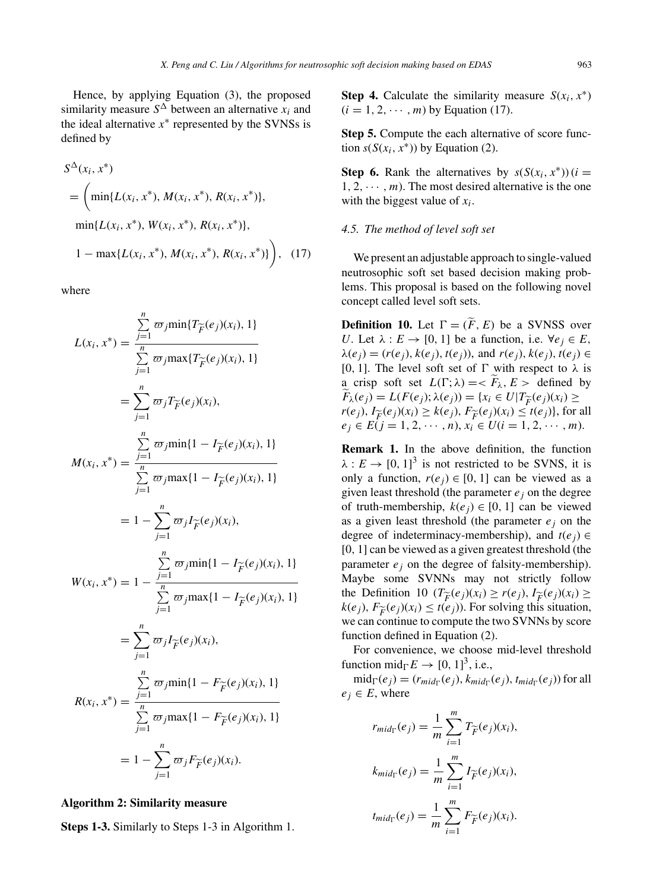Hence, by applying Equation (3), the proposed similarity measure $S^{\Delta}$ between an alternative $x_i$ and the ideal alternative $x^*$ represented by the SVNSs is defined by

$$
\begin{aligned}
&S^{\Delta}(x_i, x^*) \\
&= \bigg( \min\{L(x_i, x^*), M(x_i, x^*), R(x_i, x^*)\}, \\
&\min\{L(x_i, x^*), W(x_i, x^*), R(x_i, x^*)\}, \\
&1 - \max\{L(x_i, x^*), M(x_i, x^*), R(x_i, x^*)\} \bigg), \quad (17)
\end{aligned}
$$

where

$$
\begin{aligned}
L(x_i, x^*) &= \frac{\sum_{j=1}^{n} \varpi_j \min\{T_{\widetilde{F}}(e_j)(x_i), 1\}}{\sum_{j=1}^{n} \varpi_j \max\{T_{\widetilde{F}}(e_j)(x_i), 1\}} \\
&= \sum_{j=1}^{n} \varpi_j T_{\widetilde{F}}(e_j)(x_i), \\
M(x_i, x^*) &= \frac{\sum_{j=1}^{n} \varpi_j \min\{1 - I_{\widetilde{F}}(e_j)(x_i), 1\}}{\sum_{j=1}^{n} \varpi_j \max\{1 - I_{\widetilde{F}}(e_j)(x_i), 1\}} \\
&= 1 - \sum_{j=1}^{n} \varpi_j I_{\widetilde{F}}(e_j)(x_i), \\
W(x_i, x^*) &= 1 - \frac{\sum_{j=1}^{n} \varpi_j \min\{1 - I_{\widetilde{F}}(e_j)(x_i), 1\}}{\sum_{j=1}^{n} \varpi_j \max\{1 - I_{\widetilde{F}}(e_j)(x_i), 1\}} \\
&= \sum_{j=1}^{n} \varpi_j I_{\widetilde{F}}(e_j)(x_i), \\
R(x_i, x^*) &= \frac{\sum_{j=1}^{n} \varpi_j \min\{1 - F_{\widetilde{F}}(e_j)(x_i), 1\}}{\sum_{j=1}^{n} \varpi_j \max\{1 - F_{\widetilde{F}}(e_j)(x_i), 1\}} \\
&= 1 - \sum_{j=1}^{n} \varpi_j F_{\widetilde{F}}(e_j)(x_i).
\end{aligned}
$$

**Algorithm 2: Similarity measure**

**Steps 1-3.** Similarly to Steps 1-3 in Algorithm 1.

**Step 4.** Calculate the similarity measure $S(x_i, x^*)$ $(i = 1, 2, \cdots, m)$ by Equation (17).

**Step 5.** Compute the each alternative of score function $s(S(x_i, x^*))$ by Equation (2).

**Step 6.** Rank the alternatives by $s(S(x_i, x^*))$ $(i = 1, 2, \cdots, m)$. The most desired alternative is the one with the biggest value of $x_i$.

### 4.5. The method of level soft set

We present an adjustable approach to single-valued neutrosophic soft set based decision making problems. This proposal is based on the following novel concept called level soft sets.

**Definition 10.** Let $\Gamma = (\widetilde{F}, E)$ be a SVNSS over $U$. Let $\lambda : E \to [0, 1]$ be a function, i.e. $\forall e_j \in E$, $\lambda(e_j) = (r(e_j), k(e_j), t(e_j))$, and $r(e_j), k(e_j), t(e_j) \in [0, 1]$. The level soft set of $\Gamma$ with respect to $\lambda$ is a crisp soft set $L(\Gamma; \lambda) = < \widetilde{F}_{\lambda}, E >$ defined by $\widetilde{F}_{\lambda}(e_j) = L(F(e_j); \lambda(e_j)) = \{x_i \in U | T_{\widetilde{F}}(e_j)(x_i) \geq r(e_j), I_{\widetilde{F}}(e_j)(x_i) \geq k(e_j), F_{\widetilde{F}}(e_j)(x_i) \leq t(e_j)\}$, for all $e_j \in E (j = 1, 2, \cdots, n)$, $x_i \in U (i = 1, 2, \cdots, m)$.

**Remark 1.** In the above definition, the function $\lambda : E \to [0, 1]^3$ is not restricted to be SVNS, it is only a function, $r(e_j) \in [0, 1]$ can be viewed as a given least threshold (the parameter $e_j$ on the degree of truth-membership, $k(e_j) \in [0, 1]$ can be viewed as a given least threshold (the parameter $e_j$ on the degree of indeterminacy-membership), and $t(e_j) \in [0, 1]$ can be viewed as a given greatest threshold (the parameter $e_j$ on the degree of falsity-membership). Maybe some SVNNs may not strictly follow the Definition 10 ($T_{\widetilde{F}}(e_j)(x_i) \geq r(e_j)$, $I_{\widetilde{F}}(e_j)(x_i) \geq k(e_j)$, $F_{\widetilde{F}}(e_j)(x_i) \leq t(e_j)$). For solving this situation, we can continue to compute the two SVNNs by score function defined in Equation (2).

For convenience, we choose mid-level threshold function $\text{mid}_{\Gamma} E \to [0, 1]^3$, i.e.,

$\text{mid}_{\Gamma}(e_j) = (r_{mid_{\Gamma}}(e_j), k_{mid_{\Gamma}}(e_j), t_{mid_{\Gamma}}(e_j))$ for all $e_j \in E$, where

$$
r_{mid_{\Gamma}}(e_j) = \frac{1}{m} \sum_{i=1}^{m} T_{\widetilde{F}}(e_j)(x_i),
$$

$$
k_{mid_{\Gamma}}(e_j) = \frac{1}{m} \sum_{i=1}^{m} I_{\widetilde{F}}(e_j)(x_i),
$$

$$
t_{mid_{\Gamma}}(e_j) = \frac{1}{m} \sum_{i=1}^{m} F_{\widetilde{F}}(e_j)(x_i).
$$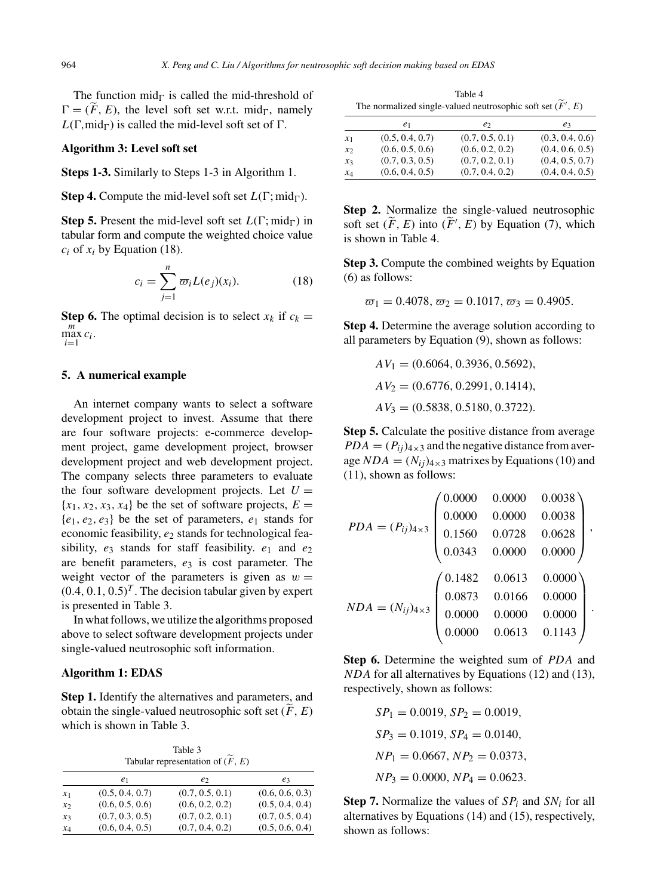The function $\text{mid}_\Gamma$ is called the mid-threshold of $\Gamma = (\widetilde{F}, E)$, the level soft set w.r.t. $\text{mid}_\Gamma$, namely $L(\Gamma, \text{mid}_\Gamma)$ is called the mid-level soft set of $\Gamma$.

**Algorithm 3: Level soft set**

**Steps 1-3.** Similarly to Steps 1-3 in Algorithm 1.

**Step 4.** Compute the mid-level soft set $L(\Gamma; \text{mid}_\Gamma)$.

**Step 5.** Present the mid-level soft set $L(\Gamma; \text{mid}_\Gamma)$ in tabular form and compute the weighted choice value $c_i$ of $x_i$ by Equation (18).

$$c_i = \sum_{j=1}^{n} \varpi_i L(e_j)(x_i). \tag{18}$$

**Step 6.** The optimal decision is to select $x_k$ if $c_k = \max_{i=1}^{m} c_i$.

## 5. A numerical example

An internet company wants to select a software development project to invest. Assume that there are four software projects: e-commerce development project, game development project, browser development project and web development project. The company selects three parameters to evaluate the four software development projects. Let $U = \{x_1, x_2, x_3, x_4\}$ be the set of software projects, $E = \{e_1, e_2, e_3\}$ be the set of parameters, $e_1$ stands for economic feasibility, $e_2$ stands for technological feasibility, $e_3$ stands for staff feasibility. $e_1$ and $e_2$ are benefit parameters, $e_3$ is cost parameter. The weight vector of the parameters is given as $w = (0.4, 0.1, 0.5)^T$. The decision tabular given by expert is presented in Table 3.

In what follows, we utilize the algorithms proposed above to select software development projects under single-valued neutrosophic soft information.

**Algorithm 1: EDAS**

**Step 1.** Identify the alternatives and parameters, and obtain the single-valued neutrosophic soft set $(\widetilde{F}, E)$ which is shown in Table 3.

Table 3
Tabular representation of $(\widetilde{F}, E)$

| | $e_1$ | $e_2$ | $e_3$ |
|---|---|---|---|
| $x_1$ | (0.5, 0.4, 0.7) | (0.7, 0.5, 0.1) | (0.6, 0.6, 0.3) |
| $x_2$ | (0.6, 0.5, 0.6) | (0.6, 0.2, 0.2) | (0.5, 0.4, 0.4) |
| $x_3$ | (0.7, 0.3, 0.5) | (0.7, 0.2, 0.1) | (0.7, 0.5, 0.4) |
| $x_4$ | (0.6, 0.4, 0.5) | (0.7, 0.4, 0.2) | (0.5, 0.6, 0.4) |

Table 4
The normalized single-valued neutrosophic soft set $(\widetilde{F}', E)$

| | $e_1$ | $e_2$ | $e_3$ |
|---|---|---|---|
| $x_1$ | (0.5, 0.4, 0.7) | (0.7, 0.5, 0.1) | (0.3, 0.4, 0.6) |
| $x_2$ | (0.6, 0.5, 0.6) | (0.6, 0.2, 0.2) | (0.4, 0.6, 0.5) |
| $x_3$ | (0.7, 0.3, 0.5) | (0.7, 0.2, 0.1) | (0.4, 0.5, 0.7) |
| $x_4$ | (0.6, 0.4, 0.5) | (0.7, 0.4, 0.2) | (0.4, 0.4, 0.5) |

**Step 2.** Normalize the single-valued neutrosophic soft set $(\widetilde{F}, E)$ into $(\widetilde{F}', E)$ by Equation (7), which is shown in Table 4.

**Step 3.** Compute the combined weights by Equation (6) as follows:

$$\varpi_1 = 0.4078, \varpi_2 = 0.1017, \varpi_3 = 0.4905.$$

**Step 4.** Determine the average solution according to all parameters by Equation (9), shown as follows:

$$AV_1 = (0.6064, 0.3936, 0.5692),$$
$$AV_2 = (0.6776, 0.2991, 0.1414),$$
$$AV_3 = (0.5838, 0.5180, 0.3722).$$

**Step 5.** Calculate the positive distance from average $PDA = (P_{ij})_{4\times3}$ and the negative distance from average $NDA = (N_{ij})_{4\times3}$ matrixes by Equations (10) and (11), shown as follows:

$$PDA = (P_{ij})_{4\times3} \begin{pmatrix} 0.0000 & 0.0000 & 0.0038 \\ 0.0000 & 0.0000 & 0.0038 \\ 0.1560 & 0.0728 & 0.0628 \\ 0.0343 & 0.0000 & 0.0000 \end{pmatrix},$$

$$NDA = (N_{ij})_{4\times3} \begin{pmatrix} 0.1482 & 0.0613 & 0.0000 \\ 0.0873 & 0.0166 & 0.0000 \\ 0.0000 & 0.0000 & 0.0000 \\ 0.0000 & 0.0613 & 0.1143 \end{pmatrix}.$$

**Step 6.** Determine the weighted sum of $PDA$ and $NDA$ for all alternatives by Equations (12) and (13), respectively, shown as follows:

$$SP_1 = 0.0019, SP_2 = 0.0019,$$
$$SP_3 = 0.1019, SP_4 = 0.0140,$$
$$NP_1 = 0.0667, NP_2 = 0.0373,$$
$$NP_3 = 0.0000, NP_4 = 0.0623.$$

**Step 7.** Normalize the values of $SP_i$ and $SN_i$ for all alternatives by Equations (14) and (15), respectively, shown as follows: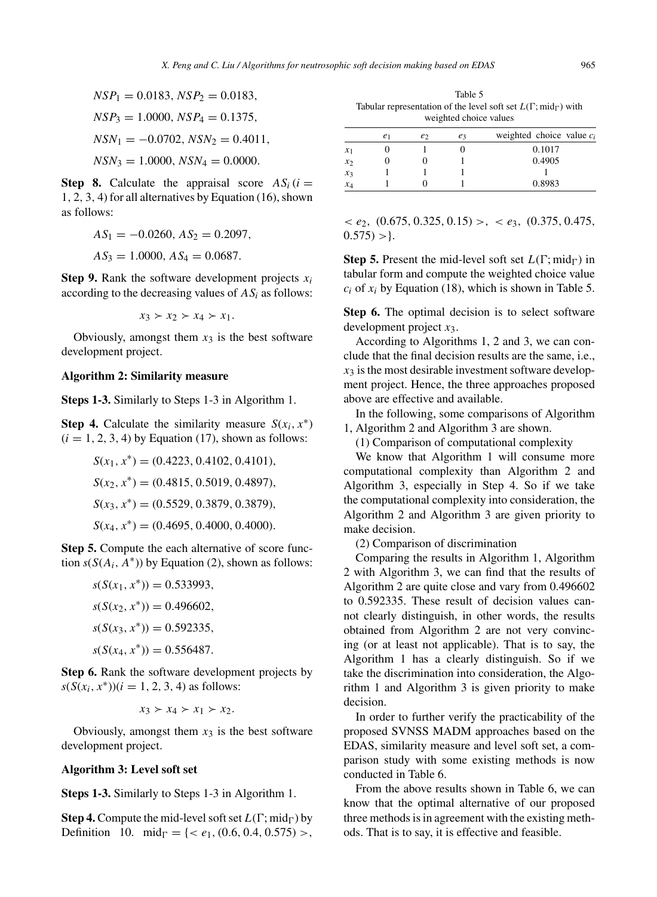$$NSP_1 = 0.0183, NSP_2 = 0.0183,$$

$$NSP_3 = 1.0000, NSP_4 = 0.1375,$$

$$NSN_1 = -0.0702, NSN_2 = 0.4011,$$

$$NSN_3 = 1.0000, NSN_4 = 0.0000.$$

**Step 8.** Calculate the appraisal score $AS_i (i = 1, 2, 3, 4)$ for all alternatives by Equation (16), shown as follows:

$$AS_1 = -0.0260, AS_2 = 0.2097,$$

$$AS_3 = 1.0000, AS_4 = 0.0687.$$

**Step 9.** Rank the software development projects $x_i$ according to the decreasing values of $AS_i$ as follows:

$$x_3 \succ x_2 \succ x_4 \succ x_1.$$

Obviously, amongst them $x_3$ is the best software development project.

**Algorithm 2: Similarity measure**

**Steps 1-3.** Similarly to Steps 1-3 in Algorithm 1.

**Step 4.** Calculate the similarity measure $S(x_i, x^*)$ $(i = 1, 2, 3, 4)$ by Equation (17), shown as follows:

$$S(x_1, x^*) = (0.4223, 0.4102, 0.4101),$$

$$S(x_2, x^*) = (0.4815, 0.5019, 0.4897),$$

$$S(x_3, x^*) = (0.5529, 0.3879, 0.3879),$$

$$S(x_4, x^*) = (0.4695, 0.4000, 0.4000).$$

**Step 5.** Compute the each alternative of score function $s(S(A_i, A^*))$ by Equation (2), shown as follows:

$$s(S(x_1, x^*)) = 0.533993,$$

$$s(S(x_2, x^*)) = 0.496602,$$

$$s(S(x_3, x^*)) = 0.592335,$$

$$s(S(x_4, x^*)) = 0.556487.$$

**Step 6.** Rank the software development projects by $s(S(x_i, x^*))(i = 1, 2, 3, 4)$ as follows:

$$x_3 \succ x_4 \succ x_1 \succ x_2.$$

Obviously, amongst them $x_3$ is the best software development project.

**Algorithm 3: Level soft set**

**Steps 1-3.** Similarly to Steps 1-3 in Algorithm 1.

**Step 4.** Compute the mid-level soft set $L(\Gamma; \text{mid}_\Gamma)$ by Definition 10. $\text{mid}_\Gamma = \{< e_1, (0.6, 0.4, 0.575) >, < e_2, (0.675, 0.325, 0.15) >, < e_3, (0.375, 0.475, 0.575) >\}$.

**Step 5.** Present the mid-level soft set $L(\Gamma; \text{mid}_\Gamma)$ in tabular form and compute the weighted choice value $c_i$ of $x_i$ by Equation (18), which is shown in Table 5.

Table 5
Tabular representation of the level soft set $L(\Gamma; \text{mid}_\Gamma)$ with weighted choice values

| | $e_1$ | $e_2$ | $e_3$ | weighted choice value $c_i$ |
|---|---|---|---|---|
| $x_1$ | 0 | 1 | 0 | 0.1017 |
| $x_2$ | 0 | 0 | 1 | 0.4905 |
| $x_3$ | 1 | 1 | 1 | 1 |
| $x_4$ | 1 | 0 | 1 | 0.8983 |

**Step 6.** The optimal decision is to select software development project $x_3$.

According to Algorithms 1, 2 and 3, we can conclude that the final decision results are the same, i.e., $x_3$ is the most desirable investment software development project. Hence, the three approaches proposed above are effective and available.

In the following, some comparisons of Algorithm 1, Algorithm 2 and Algorithm 3 are shown.

(1) Comparison of computational complexity

We know that Algorithm 1 will consume more computational complexity than Algorithm 2 and Algorithm 3, especially in Step 4. So if we take the computational complexity into consideration, the Algorithm 2 and Algorithm 3 are given priority to make decision.

(2) Comparison of discrimination

Comparing the results in Algorithm 1, Algorithm 2 with Algorithm 3, we can find that the results of Algorithm 2 are quite close and vary from 0.496602 to 0.592335. These result of decision values cannot clearly distinguish, in other words, the results obtained from Algorithm 2 are not very convincing (or at least not applicable). That is to say, the Algorithm 1 has a clearly distinguish. So if we take the discrimination into consideration, the Algorithm 1 and Algorithm 3 is given priority to make decision.

In order to further verify the practicability of the proposed SVNSS MADM approaches based on the EDAS, similarity measure and level soft set, a comparison study with some existing methods is now conducted in Table 6.

From the above results shown in Table 6, we can know that the optimal alternative of our proposed three methods is in agreement with the existing methods. That is to say, it is effective and feasible.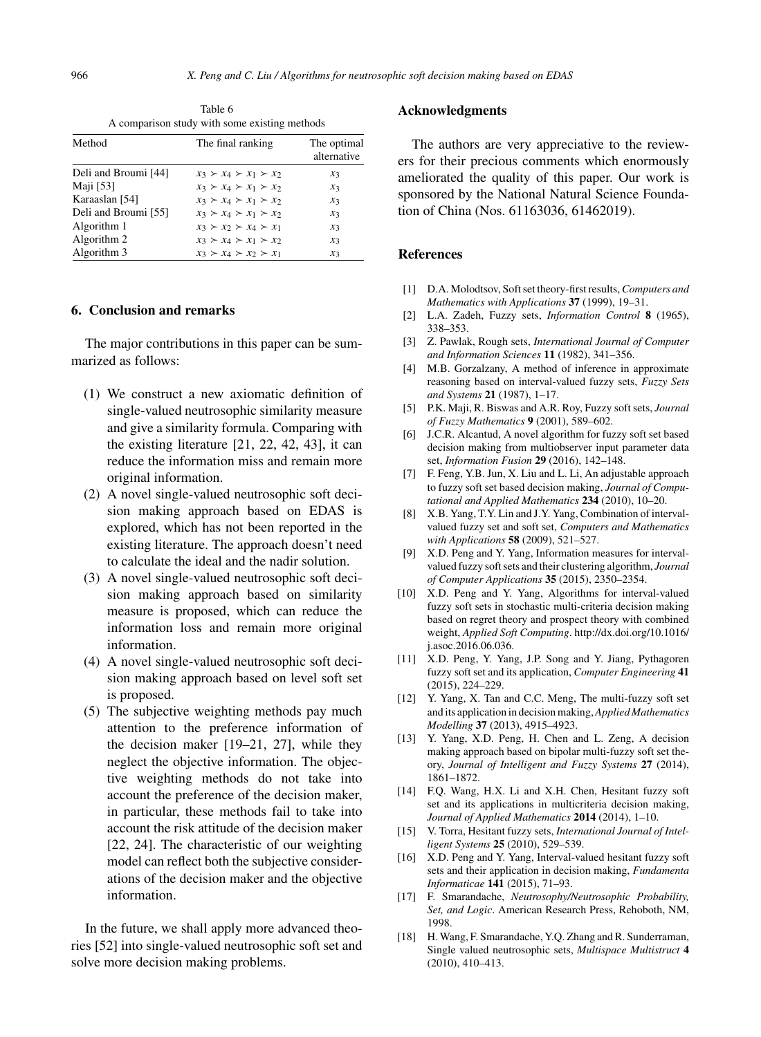Table 6

A comparison study with some existing methods

| Method | The final ranking | The optimal alternative |
|---|---|---|
| Deli and Broumi [44] | $x_3 \succ x_4 \succ x_1 \succ x_2$ | $x_3$ |
| Maji [53] | $x_3 \succ x_4 \succ x_1 \succ x_2$ | $x_3$ |
| Karaaslan [54] | $x_3 \succ x_4 \succ x_1 \succ x_2$ | $x_3$ |
| Deli and Broumi [55] | $x_3 \succ x_4 \succ x_1 \succ x_2$ | $x_3$ |
| Algorithm 1 | $x_3 \succ x_2 \succ x_4 \succ x_1$ | $x_3$ |
| Algorithm 2 | $x_3 \succ x_4 \succ x_1 \succ x_2$ | $x_3$ |
| Algorithm 3 | $x_3 \succ x_4 \succ x_2 \succ x_1$ | $x_3$ |

## 6. Conclusion and remarks

The major contributions in this paper can be summarized as follows:

(1) We construct a new axiomatic definition of single-valued neutrosophic similarity measure and give a similarity formula. Comparing with the existing literature [21, 22, 42, 43], it can reduce the information miss and remain more original information.

(2) A novel single-valued neutrosophic soft decision making approach based on EDAS is explored, which has not been reported in the existing literature. The approach doesn't need to calculate the ideal and the nadir solution.

(3) A novel single-valued neutrosophic soft decision making approach based on similarity measure is proposed, which can reduce the information loss and remain more original information.

(4) A novel single-valued neutrosophic soft decision making approach based on level soft set is proposed.

(5) The subjective weighting methods pay much attention to the preference information of the decision maker [19–21, 27], while they neglect the objective information. The objective weighting methods do not take into account the preference of the decision maker, in particular, these methods fail to take into account the risk attitude of the decision maker [22, 24]. The characteristic of our weighting model can reflect both the subjective considerations of the decision maker and the objective information.

In the future, we shall apply more advanced theories [52] into single-valued neutrosophic soft set and solve more decision making problems.

## Acknowledgments

The authors are very appreciative to the reviewers for their precious comments which enormously ameliorated the quality of this paper. Our work is sponsored by the National Natural Science Foundation of China (Nos. 61163036, 61462019).

## References

[1] D.A. Molodtsov, Soft set theory-first results, *Computers and Mathematics with Applications* **37** (1999), 19–31.

[2] L.A. Zadeh, Fuzzy sets, *Information Control* **8** (1965), 338–353.

[3] Z. Pawlak, Rough sets, *International Journal of Computer and Information Sciences* **11** (1982), 341–356.

[4] M.B. Gorzalzany, A method of inference in approximate reasoning based on interval-valued fuzzy sets, *Fuzzy Sets and Systems* **21** (1987), 1–17.

[5] P.K. Maji, R. Biswas and A.R. Roy, Fuzzy soft sets, *Journal of Fuzzy Mathematics* **9** (2001), 589–602.

[6] J.C.R. Alcantud, A novel algorithm for fuzzy soft set based decision making from multiobserver input parameter data set, *Information Fusion* **29** (2016), 142–148.

[7] F. Feng, Y.B. Jun, X. Liu and L. Li, An adjustable approach to fuzzy soft set based decision making, *Journal of Computational and Applied Mathematics* **234** (2010), 10–20.

[8] X.B. Yang, T.Y. Lin and J.Y. Yang, Combination of interval-valued fuzzy set and soft set, *Computers and Mathematics with Applications* **58** (2009), 521–527.

[9] X.D. Peng and Y. Yang, Information measures for interval-valued fuzzy soft sets and their clustering algorithm, *Journal of Computer Applications* **35** (2015), 2350–2354.

[10] X.D. Peng and Y. Yang, Algorithms for interval-valued fuzzy soft sets in stochastic multi-criteria decision making based on regret theory and prospect theory with combined weight, *Applied Soft Computing*. http://dx.doi.org/10.1016/j.asoc.2016.06.036.

[11] X.D. Peng, Y. Yang, J.P. Song and Y. Jiang, Pythagoren fuzzy soft set and its application, *Computer Engineering* **41** (2015), 224–229.

[12] Y. Yang, X. Tan and C.C. Meng, The multi-fuzzy soft set and its application in decision making, *Applied Mathematics Modelling* **37** (2013), 4915–4923.

[13] Y. Yang, X.D. Peng, H. Chen and L. Zeng, A decision making approach based on bipolar multi-fuzzy soft set theory, *Journal of Intelligent and Fuzzy Systems* **27** (2014), 1861–1872.

[14] F.Q. Wang, H.X. Li and X.H. Chen, Hesitant fuzzy soft set and its applications in multicriteria decision making, *Journal of Applied Mathematics* **2014** (2014), 1–10.

[15] V. Torra, Hesitant fuzzy sets, *International Journal of Intelligent Systems* **25** (2010), 529–539.

[16] X.D. Peng and Y. Yang, Interval-valued hesitant fuzzy soft sets and their application in decision making, *Fundamenta Informaticae* **141** (2015), 71–93.

[17] F. Smarandache, *Neutrosophy/Neutrosophic Probability, Set, and Logic*. American Research Press, Rehoboth, NM, 1998.

[18] H. Wang, F. Smarandache, Y.Q. Zhang and R. Sunderraman, Single valued neutrosophic sets, *Multispace Multistruct* **4** (2010), 410–413.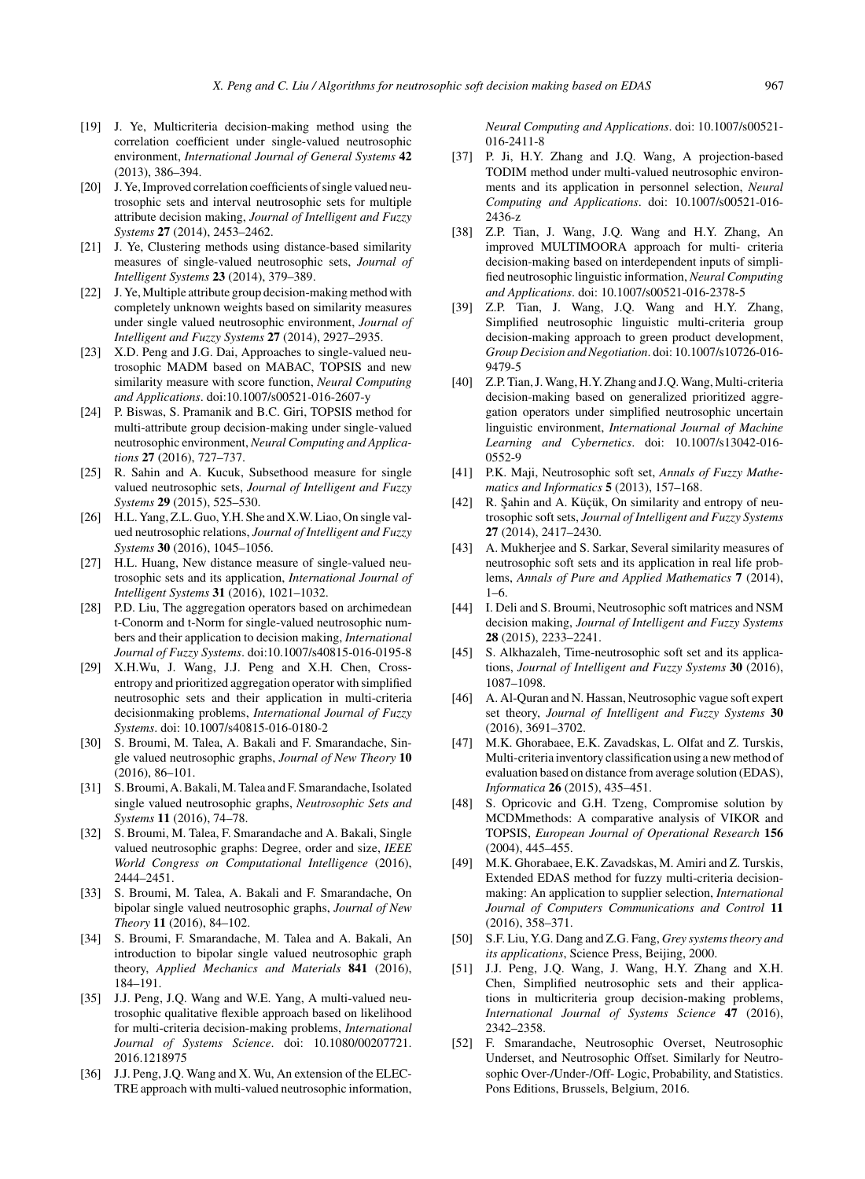[19] J. Ye, Multicriteria decision-making method using the correlation coefficient under single-valued neutrosophic environment, *International Journal of General Systems* **42** (2013), 386–394.

[20] J. Ye, Improved correlation coefficients of single valued neutrosophic sets and interval neutrosophic sets for multiple attribute decision making, *Journal of Intelligent and Fuzzy Systems* **27** (2014), 2453–2462.

[21] J. Ye, Clustering methods using distance-based similarity measures of single-valued neutrosophic sets, *Journal of Intelligent Systems* **23** (2014), 379–389.

[22] J. Ye, Multiple attribute group decision-making method with completely unknown weights based on similarity measures under single valued neutrosophic environment, *Journal of Intelligent and Fuzzy Systems* **27** (2014), 2927–2935.

[23] X.D. Peng and J.G. Dai, Approaches to single-valued neutrosophic MADM based on MABAC, TOPSIS and new similarity measure with score function, *Neural Computing and Applications*. doi:10.1007/s00521-016-2607-y

[24] P. Biswas, S. Pramanik and B.C. Giri, TOPSIS method for multi-attribute group decision-making under single-valued neutrosophic environment, *Neural Computing and Applications* **27** (2016), 727–737.

[25] R. Sahin and A. Kucuk, Subsethood measure for single valued neutrosophic sets, *Journal of Intelligent and Fuzzy Systems* **29** (2015), 525–530.

[26] H.L. Yang, Z.L. Guo, Y.H. She and X.W. Liao, On single valued neutrosophic relations, *Journal of Intelligent and Fuzzy Systems* **30** (2016), 1045–1056.

[27] H.L. Huang, New distance measure of single-valued neutrosophic sets and its application, *International Journal of Intelligent Systems* **31** (2016), 1021–1032.

[28] P.D. Liu, The aggregation operators based on archimedean t-Conorm and t-Norm for single-valued neutrosophic numbers and their application to decision making, *International Journal of Fuzzy Systems*. doi:10.1007/s40815-016-0195-8

[29] X.H.Wu, J. Wang, J.J. Peng and X.H. Chen, Cross-entropy and prioritized aggregation operator with simplified neutrosophic sets and their application in multi-criteria decisionmaking problems, *International Journal of Fuzzy Systems*. doi: 10.1007/s40815-016-0180-2

[30] S. Broumi, M. Talea, A. Bakali and F. Smarandache, Single valued neutrosophic graphs, *Journal of New Theory* **10** (2016), 86–101.

[31] S. Broumi, A. Bakali, M. Talea and F. Smarandache, Isolated single valued neutrosophic graphs, *Neutrosophic Sets and Systems* **11** (2016), 74–78.

[32] S. Broumi, M. Talea, F. Smarandache and A. Bakali, Single valued neutrosophic graphs: Degree, order and size, *IEEE World Congress on Computational Intelligence* (2016), 2444–2451.

[33] S. Broumi, M. Talea, A. Bakali and F. Smarandache, On bipolar single valued neutrosophic graphs, *Journal of New Theory* **11** (2016), 84–102.

[34] S. Broumi, F. Smarandache, M. Talea and A. Bakali, An introduction to bipolar single valued neutrosophic graph theory, *Applied Mechanics and Materials* **841** (2016), 184–191.

[35] J.J. Peng, J.Q. Wang and W.E. Yang, A multi-valued neutrosophic qualitative flexible approach based on likelihood for multi-criteria decision-making problems, *International Journal of Systems Science*. doi: 10.1080/00207721.2016.1218975

[36] J.J. Peng, J.Q. Wang and X. Wu, An extension of the ELECTRE approach with multi-valued neutrosophic information, *Neural Computing and Applications*. doi: 10.1007/s00521-016-2411-8

[37] P. Ji, H.Y. Zhang and J.Q. Wang, A projection-based TODIM method under multi-valued neutrosophic environments and its application in personnel selection, *Neural Computing and Applications*. doi: 10.1007/s00521-016-2436-z

[38] Z.P. Tian, J. Wang, J.Q. Wang and H.Y. Zhang, An improved MULTIMOORA approach for multi- criteria decision-making based on interdependent inputs of simplified neutrosophic linguistic information, *Neural Computing and Applications*. doi: 10.1007/s00521-016-2378-5

[39] Z.P. Tian, J. Wang, J.Q. Wang and H.Y. Zhang, Simplified neutrosophic linguistic multi-criteria group decision-making approach to green product development, *Group Decision and Negotiation*. doi: 10.1007/s10726-016-9479-5

[40] Z.P. Tian, J. Wang, H.Y. Zhang and J.Q. Wang, Multi-criteria decision-making based on generalized prioritized aggregation operators under simplified neutrosophic uncertain linguistic environment, *International Journal of Machine Learning and Cybernetics*. doi: 10.1007/s13042-016-0552-9

[41] P.K. Maji, Neutrosophic soft set, *Annals of Fuzzy Mathematics and Informatics* **5** (2013), 157–168.

[42] R. Şahin and A. Küçük, On similarity and entropy of neutrosophic soft sets, *Journal of Intelligent and Fuzzy Systems* **27** (2014), 2417–2430.

[43] A. Mukherjee and S. Sarkar, Several similarity measures of neutrosophic soft sets and its application in real life problems, *Annals of Pure and Applied Mathematics* **7** (2014), 1–6.

[44] I. Deli and S. Broumi, Neutrosophic soft matrices and NSM decision making, *Journal of Intelligent and Fuzzy Systems* **28** (2015), 2233–2241.

[45] S. Alkhazaleh, Time-neutrosophic soft set and its applications, *Journal of Intelligent and Fuzzy Systems* **30** (2016), 1087–1098.

[46] A. Al-Quran and N. Hassan, Neutrosophic vague soft expert set theory, *Journal of Intelligent and Fuzzy Systems* **30** (2016), 3691–3702.

[47] M.K. Ghorabaee, E.K. Zavadskas, L. Olfat and Z. Turskis, Multi-criteria inventory classification using a new method of evaluation based on distance from average solution (EDAS), *Informatica* **26** (2015), 435–451.

[48] S. Opricovic and G.H. Tzeng, Compromise solution by MCDMmethods: A comparative analysis of VIKOR and TOPSIS, *European Journal of Operational Research* **156** (2004), 445–455.

[49] M.K. Ghorabaee, E.K. Zavadskas, M. Amiri and Z. Turskis, Extended EDAS method for fuzzy multi-criteria decision-making: An application to supplier selection, *International Journal of Computers Communications and Control* **11** (2016), 358–371.

[50] S.F. Liu, Y.G. Dang and Z.G. Fang, *Grey systems theory and its applications*, Science Press, Beijing, 2000.

[51] J.J. Peng, J.Q. Wang, J. Wang, H.Y. Zhang and X.H. Chen, Simplified neutrosophic sets and their applications in multicriteria group decision-making problems, *International Journal of Systems Science* **47** (2016), 2342–2358.

[52] F. Smarandache, Neutrosophic Overset, Neutrosophic Underset, and Neutrosophic Offset. Similarly for Neutrosophic Over-/Under-/Off- Logic, Probability, and Statistics. Pons Editions, Brussels, Belgium, 2016.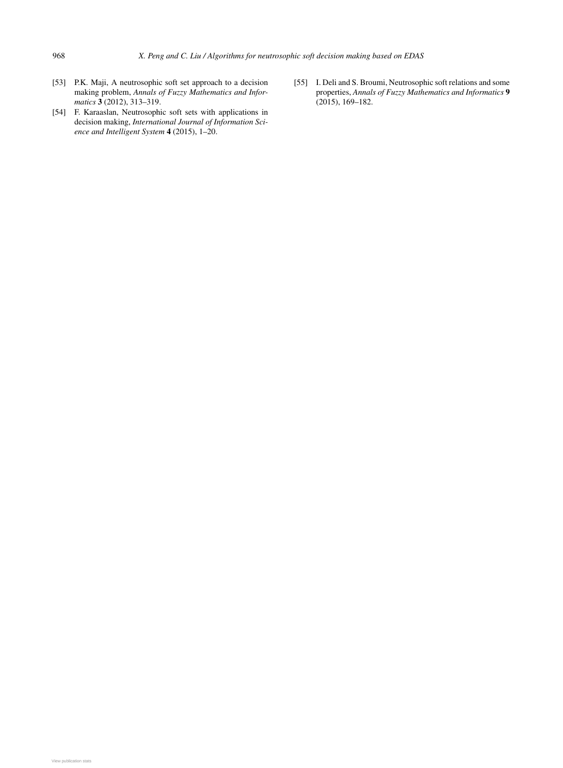[53] P.K. Maji, A neutrosophic soft set approach to a decision making problem, *Annals of Fuzzy Mathematics and Informatics* **3** (2012), 313–319.

[54] F. Karaaslan, Neutrosophic soft sets with applications in decision making, *International Journal of Information Science and Intelligent System* **4** (2015), 1–20.

[55] I. Deli and S. Broumi, Neutrosophic soft relations and some properties, *Annals of Fuzzy Mathematics and Informatics* **9** (2015), 169–182.